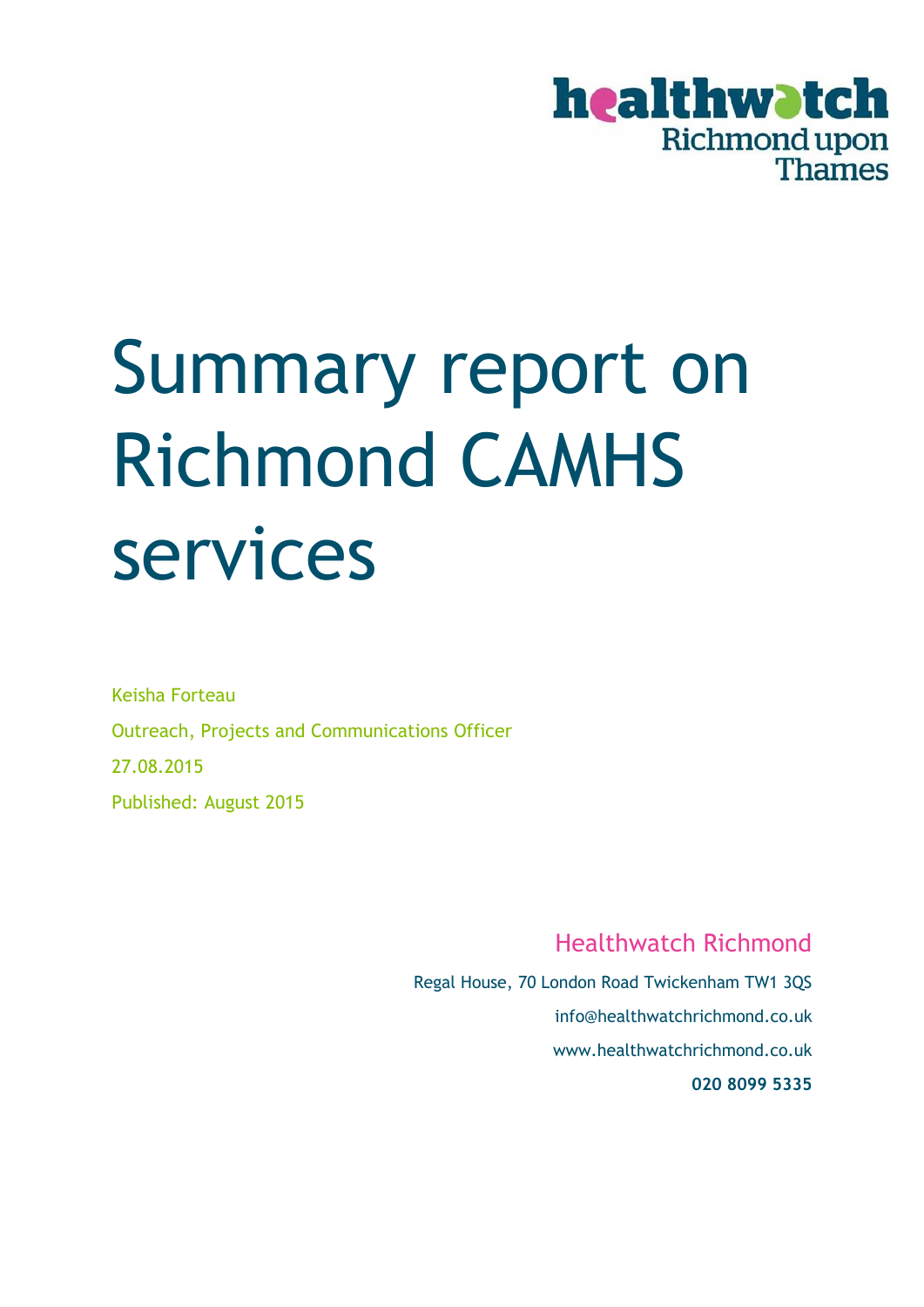healthwatch Richmond upon Thames

# Summary report on Richmond CAMHS services

Keisha Forteau

Outreach, Projects and Communications Officer

27.08.2015

Published: August 2015

Healthwatch Richmond

Regal House, 70 London Road Twickenham TW1 3QS

info@healthwatchrichmond.co.uk

www.healthwatchrichmond.co.uk

**020 8099 5335**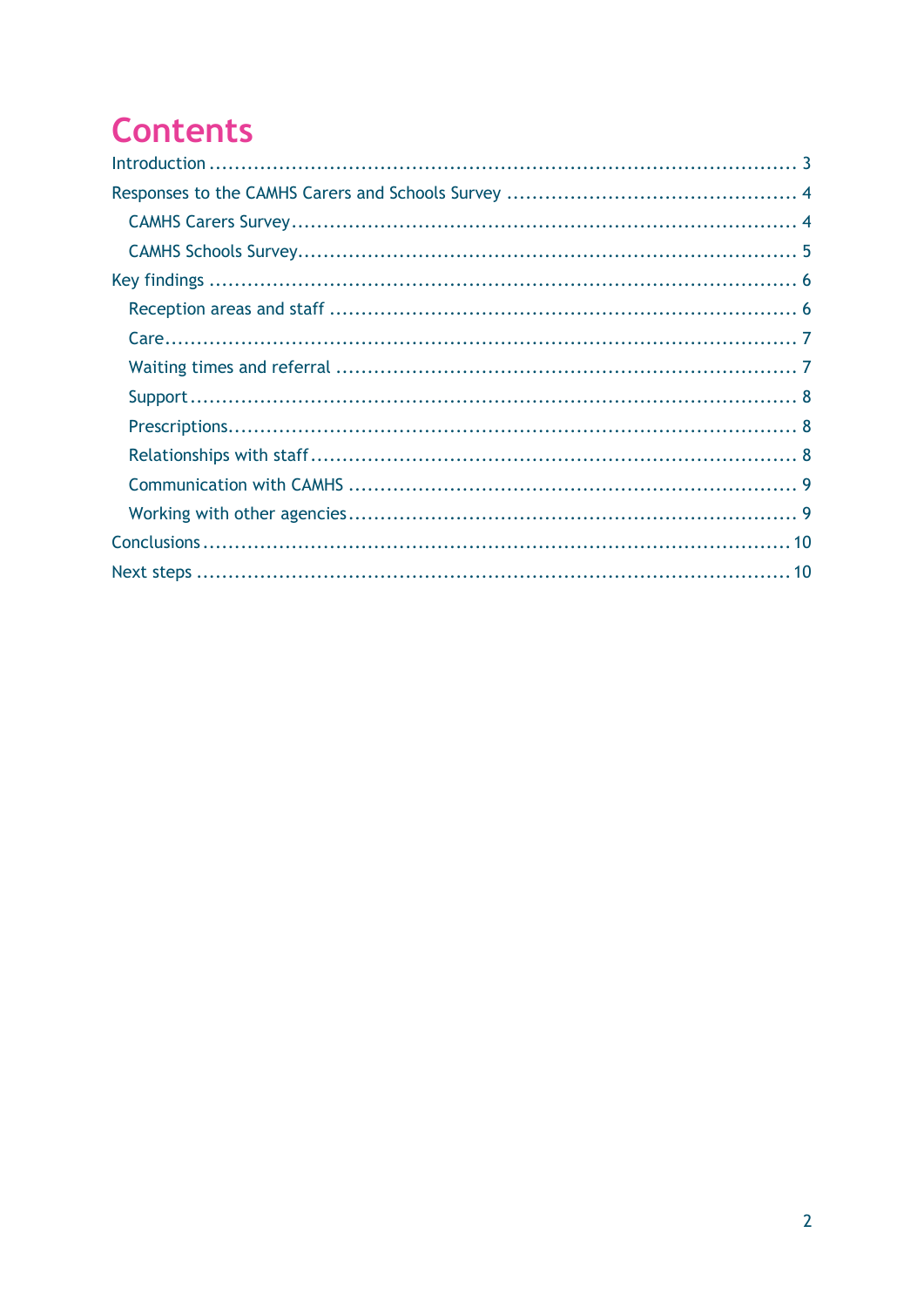# Contents

- Introduction ........ 3
- Responses to the CAMHS Carers and Schools Survey ........ 4
  - CAMHS Carers Survey ........ 4
  - CAMHS Schools Survey ........ 5
- Key findings ........ 6
  - Reception areas and staff ........ 6
  - Care ........ 7
  - Waiting times and referral ........ 7
  - Support ........ 8
  - Prescriptions ........ 8
  - Relationships with staff ........ 8
  - Communication with CAMHS ........ 9
  - Working with other agencies ........ 9
- Conclusions ........ 10
- Next steps ........ 10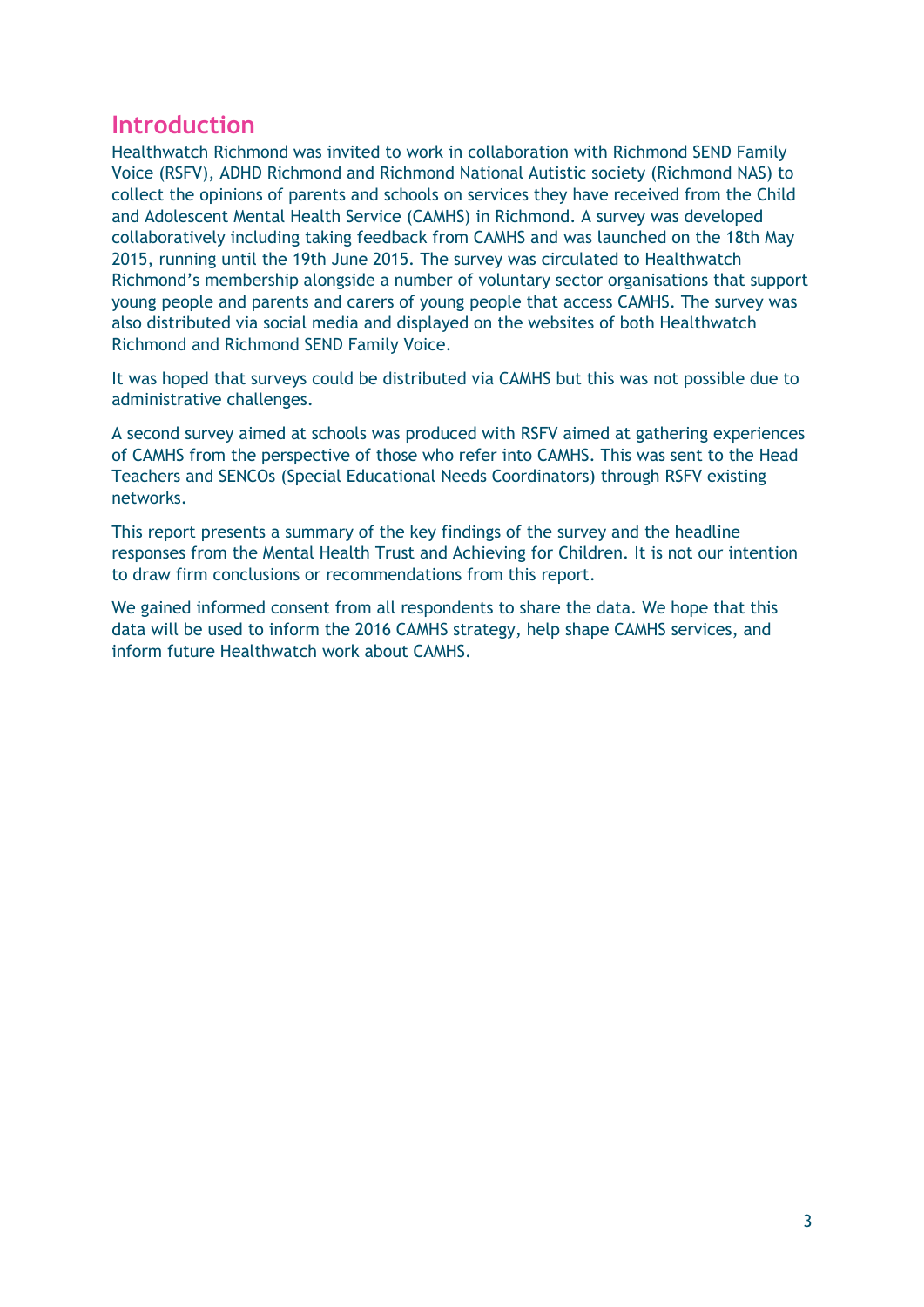## Introduction

Healthwatch Richmond was invited to work in collaboration with Richmond SEND Family Voice (RSFV), ADHD Richmond and Richmond National Autistic society (Richmond NAS) to collect the opinions of parents and schools on services they have received from the Child and Adolescent Mental Health Service (CAMHS) in Richmond. A survey was developed collaboratively including taking feedback from CAMHS and was launched on the 18th May 2015, running until the 19th June 2015. The survey was circulated to Healthwatch Richmond's membership alongside a number of voluntary sector organisations that support young people and parents and carers of young people that access CAMHS. The survey was also distributed via social media and displayed on the websites of both Healthwatch Richmond and Richmond SEND Family Voice.

It was hoped that surveys could be distributed via CAMHS but this was not possible due to administrative challenges.

A second survey aimed at schools was produced with RSFV aimed at gathering experiences of CAMHS from the perspective of those who refer into CAMHS. This was sent to the Head Teachers and SENCOs (Special Educational Needs Coordinators) through RSFV existing networks.

This report presents a summary of the key findings of the survey and the headline responses from the Mental Health Trust and Achieving for Children. It is not our intention to draw firm conclusions or recommendations from this report.

We gained informed consent from all respondents to share the data. We hope that this data will be used to inform the 2016 CAMHS strategy, help shape CAMHS services, and inform future Healthwatch work about CAMHS.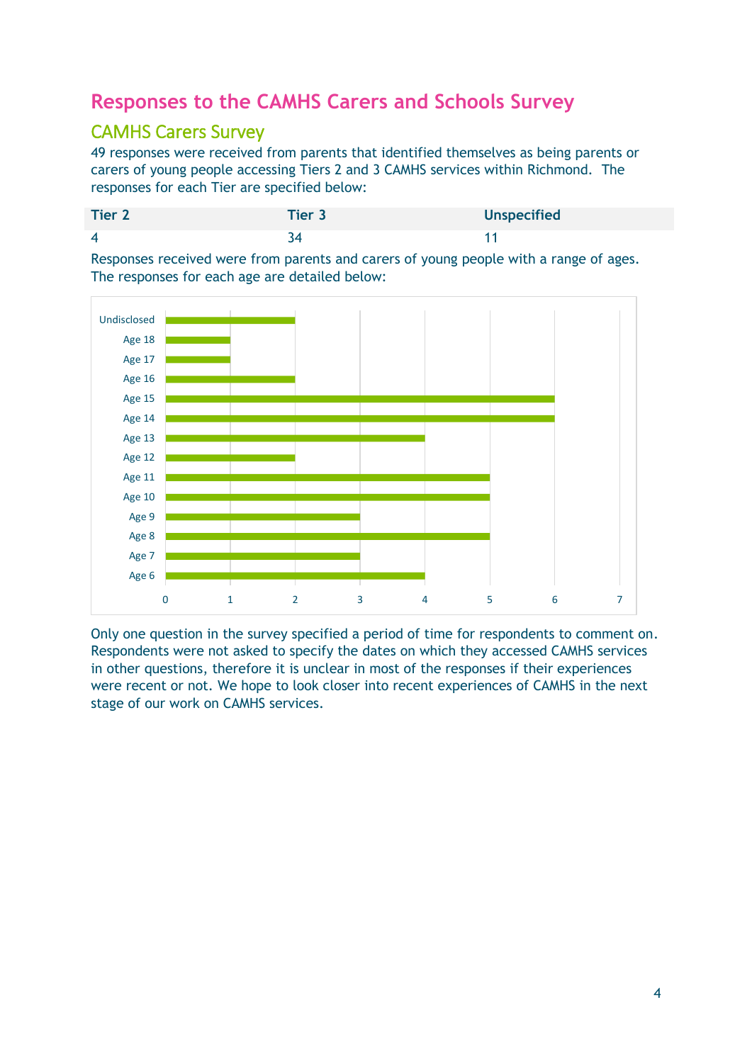# Responses to the CAMHS Carers and Schools Survey

## CAMHS Carers Survey

49 responses were received from parents that identified themselves as being parents or carers of young people accessing Tiers 2 and 3 CAMHS services within Richmond. The responses for each Tier are specified below:

| Tier 2 | Tier 3 | Unspecified |
|---|---|---|
| 4 | 34 | 11 |

Responses received were from parents and carers of young people with a range of ages. The responses for each age are detailed below:

| Age | Responses |
|---|---|
| Undisclosed | 2 |
| Age 18 | 1 |
| Age 17 | 1 |
| Age 16 | 2 |
| Age 15 | 6 |
| Age 14 | 6 |
| Age 13 | 4 |
| Age 12 | 2 |
| Age 11 | 5 |
| Age 10 | 5 |
| Age 9 | 3 |
| Age 8 | 5 |
| Age 7 | 3 |
| Age 6 | 4 |

Only one question in the survey specified a period of time for respondents to comment on. Respondents were not asked to specify the dates on which they accessed CAMHS services in other questions, therefore it is unclear in most of the responses if their experiences were recent or not. We hope to look closer into recent experiences of CAMHS in the next stage of our work on CAMHS services.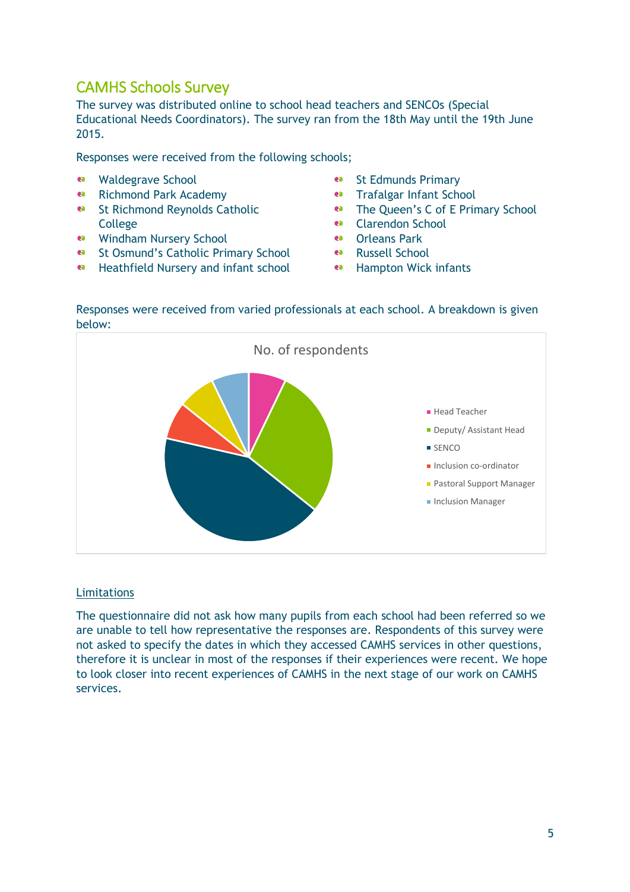## CAMHS Schools Survey

The survey was distributed online to school head teachers and SENCOs (Special Educational Needs Coordinators). The survey ran from the 18th May until the 19th June 2015.

Responses were received from the following schools;

- Waldegrave School
- Richmond Park Academy
- St Richmond Reynolds Catholic College
- Windham Nursery School
- St Osmund's Catholic Primary School
- Heathfield Nursery and infant school
- St Edmunds Primary
- Trafalgar Infant School
- The Queen's C of E Primary School
- Clarendon School
- Orleans Park
- Russell School
- Hampton Wick infants

Responses were received from varied professionals at each school. A breakdown is given below:

No. of respondents

- Head Teacher
- Deputy/ Assistant Head
- SENCO
- Inclusion co-ordinator
- Pastoral Support Manager
- Inclusion Manager

Limitations

The questionnaire did not ask how many pupils from each school had been referred so we are unable to tell how representative the responses are. Respondents of this survey were not asked to specify the dates in which they accessed CAMHS services in other questions, therefore it is unclear in most of the responses if their experiences were recent. We hope to look closer into recent experiences of CAMHS in the next stage of our work on CAMHS services.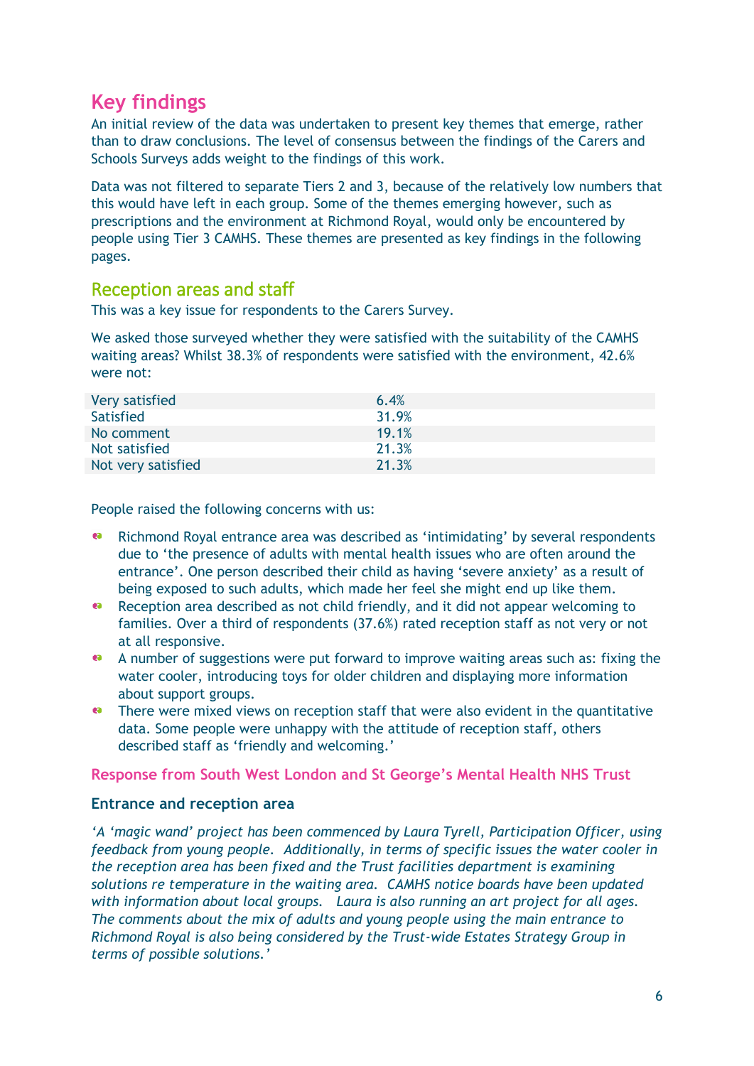# Key findings

An initial review of the data was undertaken to present key themes that emerge, rather than to draw conclusions. The level of consensus between the findings of the Carers and Schools Surveys adds weight to the findings of this work.

Data was not filtered to separate Tiers 2 and 3, because of the relatively low numbers that this would have left in each group. Some of the themes emerging however, such as prescriptions and the environment at Richmond Royal, would only be encountered by people using Tier 3 CAMHS. These themes are presented as key findings in the following pages.

## Reception areas and staff

This was a key issue for respondents to the Carers Survey.

We asked those surveyed whether they were satisfied with the suitability of the CAMHS waiting areas? Whilst 38.3% of respondents were satisfied with the environment, 42.6% were not:

| | |
|---|---|
| Very satisfied | 6.4% |
| Satisfied | 31.9% |
| No comment | 19.1% |
| Not satisfied | 21.3% |
| Not very satisfied | 21.3% |

People raised the following concerns with us:

- Richmond Royal entrance area was described as 'intimidating' by several respondents due to 'the presence of adults with mental health issues who are often around the entrance'. One person described their child as having 'severe anxiety' as a result of being exposed to such adults, which made her feel she might end up like them.
- Reception area described as not child friendly, and it did not appear welcoming to families. Over a third of respondents (37.6%) rated reception staff as not very or not at all responsive.
- A number of suggestions were put forward to improve waiting areas such as: fixing the water cooler, introducing toys for older children and displaying more information about support groups.
- There were mixed views on reception staff that were also evident in the quantitative data. Some people were unhappy with the attitude of reception staff, others described staff as 'friendly and welcoming.'

### Response from South West London and St George's Mental Health NHS Trust

**Entrance and reception area**

*'A 'magic wand' project has been commenced by Laura Tyrell, Participation Officer, using feedback from young people. Additionally, in terms of specific issues the water cooler in the reception area has been fixed and the Trust facilities department is examining solutions re temperature in the waiting area. CAMHS notice boards have been updated with information about local groups. Laura is also running an art project for all ages. The comments about the mix of adults and young people using the main entrance to Richmond Royal is also being considered by the Trust-wide Estates Strategy Group in terms of possible solutions.'*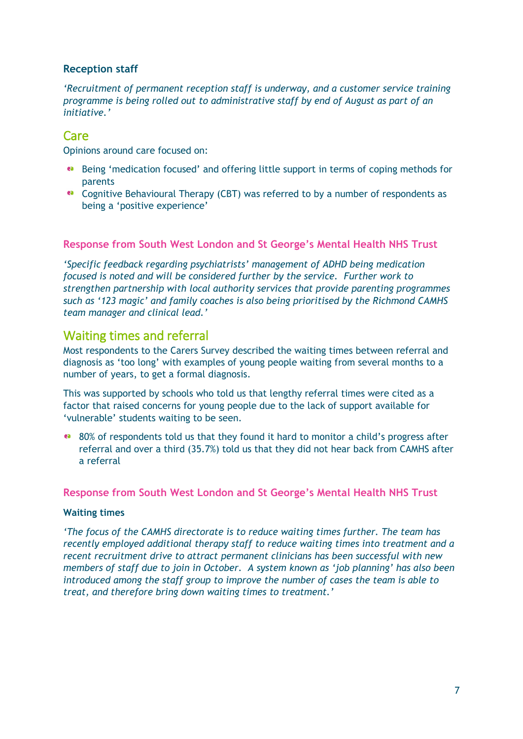#### Reception staff

*'Recruitment of permanent reception staff is underway, and a customer service training programme is being rolled out to administrative staff by end of August as part of an initiative.'*

## Care

Opinions around care focused on:

- Being 'medication focused' and offering little support in terms of coping methods for parents
- Cognitive Behavioural Therapy (CBT) was referred to by a number of respondents as being a 'positive experience'

### Response from South West London and St George's Mental Health NHS Trust

*'Specific feedback regarding psychiatrists' management of ADHD being medication focused is noted and will be considered further by the service. Further work to strengthen partnership with local authority services that provide parenting programmes such as '123 magic' and family coaches is also being prioritised by the Richmond CAMHS team manager and clinical lead.'*

## Waiting times and referral

Most respondents to the Carers Survey described the waiting times between referral and diagnosis as 'too long' with examples of young people waiting from several months to a number of years, to get a formal diagnosis.

This was supported by schools who told us that lengthy referral times were cited as a factor that raised concerns for young people due to the lack of support available for 'vulnerable' students waiting to be seen.

- 80% of respondents told us that they found it hard to monitor a child's progress after referral and over a third (35.7%) told us that they did not hear back from CAMHS after a referral

### Response from South West London and St George's Mental Health NHS Trust

#### Waiting times

*'The focus of the CAMHS directorate is to reduce waiting times further. The team has recently employed additional therapy staff to reduce waiting times into treatment and a recent recruitment drive to attract permanent clinicians has been successful with new members of staff due to join in October. A system known as 'job planning' has also been introduced among the staff group to improve the number of cases the team is able to treat, and therefore bring down waiting times to treatment.'*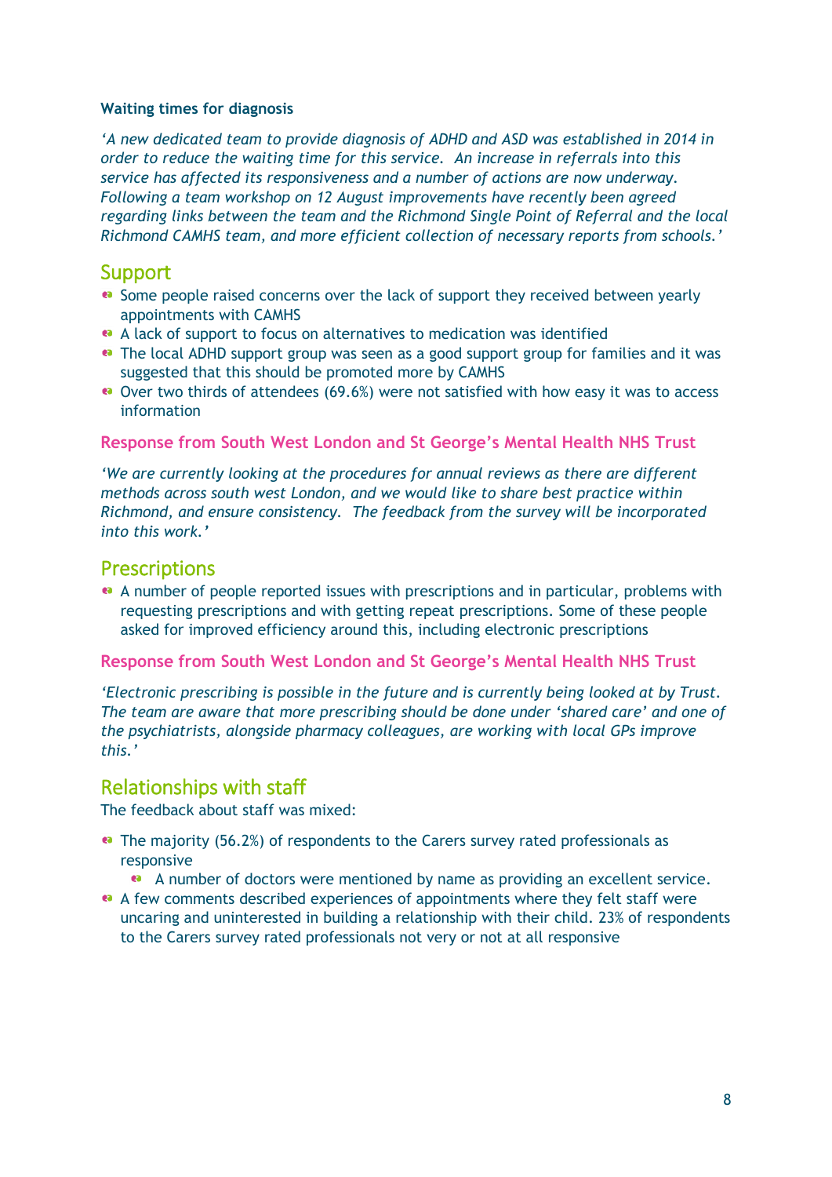**Waiting times for diagnosis**

*'A new dedicated team to provide diagnosis of ADHD and ASD was established in 2014 in order to reduce the waiting time for this service. An increase in referrals into this service has affected its responsiveness and a number of actions are now underway. Following a team workshop on 12 August improvements have recently been agreed regarding links between the team and the Richmond Single Point of Referral and the local Richmond CAMHS team, and more efficient collection of necessary reports from schools.'*

## Support

- Some people raised concerns over the lack of support they received between yearly appointments with CAMHS
- A lack of support to focus on alternatives to medication was identified
- The local ADHD support group was seen as a good support group for families and it was suggested that this should be promoted more by CAMHS
- Over two thirds of attendees (69.6%) were not satisfied with how easy it was to access information

### Response from South West London and St George's Mental Health NHS Trust

*'We are currently looking at the procedures for annual reviews as there are different methods across south west London, and we would like to share best practice within Richmond, and ensure consistency. The feedback from the survey will be incorporated into this work.'*

## Prescriptions

- A number of people reported issues with prescriptions and in particular, problems with requesting prescriptions and with getting repeat prescriptions. Some of these people asked for improved efficiency around this, including electronic prescriptions

### Response from South West London and St George's Mental Health NHS Trust

*'Electronic prescribing is possible in the future and is currently being looked at by Trust. The team are aware that more prescribing should be done under 'shared care' and one of the psychiatrists, alongside pharmacy colleagues, are working with local GPs improve this.'*

## Relationships with staff

The feedback about staff was mixed:

- The majority (56.2%) of respondents to the Carers survey rated professionals as responsive
  - A number of doctors were mentioned by name as providing an excellent service.
- A few comments described experiences of appointments where they felt staff were uncaring and uninterested in building a relationship with their child. 23% of respondents to the Carers survey rated professionals not very or not at all responsive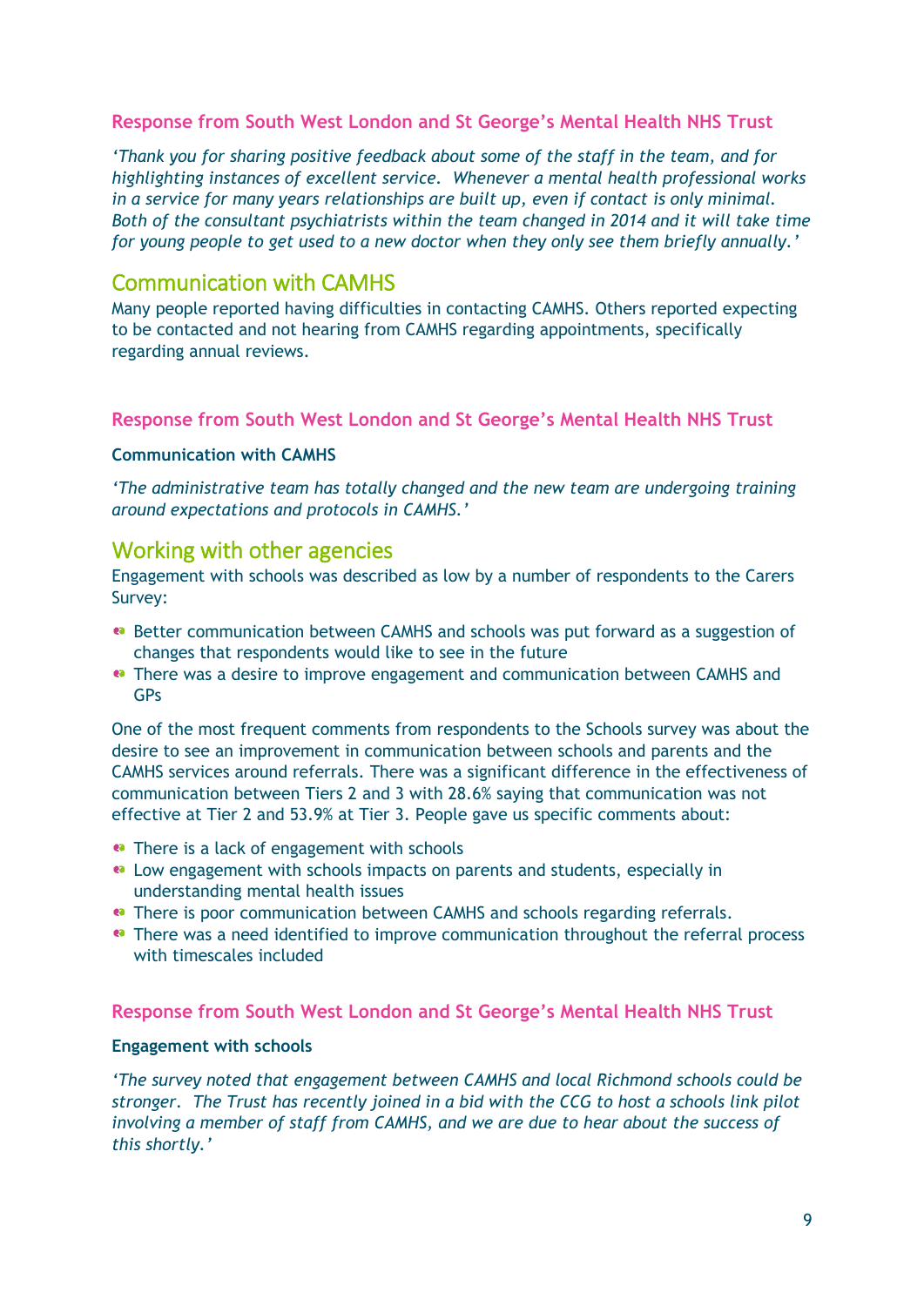#### Response from South West London and St George's Mental Health NHS Trust

*'Thank you for sharing positive feedback about some of the staff in the team, and for highlighting instances of excellent service. Whenever a mental health professional works in a service for many years relationships are built up, even if contact is only minimal. Both of the consultant psychiatrists within the team changed in 2014 and it will take time for young people to get used to a new doctor when they only see them briefly annually.'*

## Communication with CAMHS

Many people reported having difficulties in contacting CAMHS. Others reported expecting to be contacted and not hearing from CAMHS regarding appointments, specifically regarding annual reviews.

#### Response from South West London and St George's Mental Health NHS Trust

**Communication with CAMHS**

*'The administrative team has totally changed and the new team are undergoing training around expectations and protocols in CAMHS.'*

## Working with other agencies

Engagement with schools was described as low by a number of respondents to the Carers Survey:

- Better communication between CAMHS and schools was put forward as a suggestion of changes that respondents would like to see in the future
- There was a desire to improve engagement and communication between CAMHS and GPs

One of the most frequent comments from respondents to the Schools survey was about the desire to see an improvement in communication between schools and parents and the CAMHS services around referrals. There was a significant difference in the effectiveness of communication between Tiers 2 and 3 with 28.6% saying that communication was not effective at Tier 2 and 53.9% at Tier 3. People gave us specific comments about:

- There is a lack of engagement with schools
- Low engagement with schools impacts on parents and students, especially in understanding mental health issues
- There is poor communication between CAMHS and schools regarding referrals.
- There was a need identified to improve communication throughout the referral process with timescales included

#### Response from South West London and St George's Mental Health NHS Trust

**Engagement with schools**

*'The survey noted that engagement between CAMHS and local Richmond schools could be stronger. The Trust has recently joined in a bid with the CCG to host a schools link pilot involving a member of staff from CAMHS, and we are due to hear about the success of this shortly.'*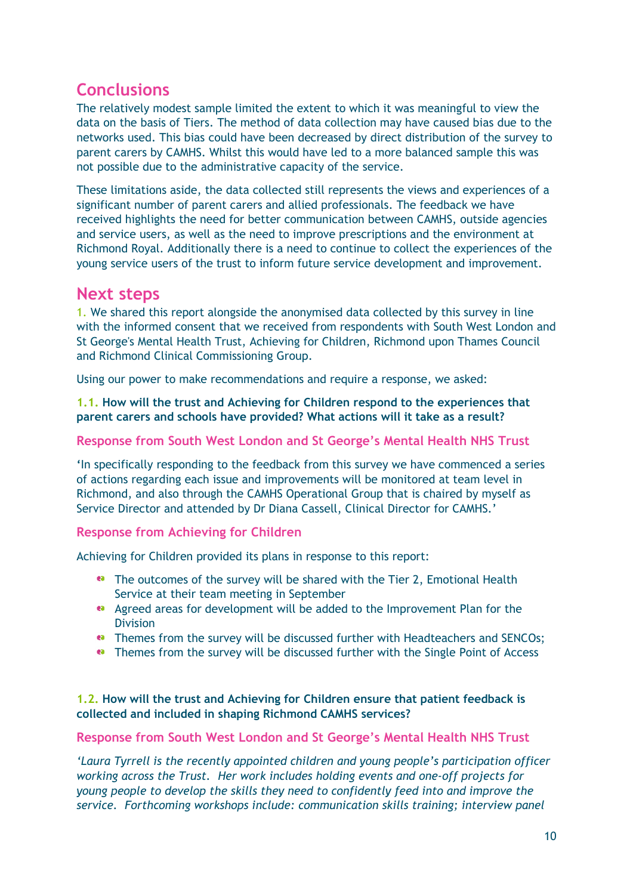## Conclusions

The relatively modest sample limited the extent to which it was meaningful to view the data on the basis of Tiers. The method of data collection may have caused bias due to the networks used. This bias could have been decreased by direct distribution of the survey to parent carers by CAMHS. Whilst this would have led to a more balanced sample this was not possible due to the administrative capacity of the service.

These limitations aside, the data collected still represents the views and experiences of a significant number of parent carers and allied professionals. The feedback we have received highlights the need for better communication between CAMHS, outside agencies and service users, as well as the need to improve prescriptions and the environment at Richmond Royal. Additionally there is a need to continue to collect the experiences of the young service users of the trust to inform future service development and improvement.

## Next steps

1. We shared this report alongside the anonymised data collected by this survey in line with the informed consent that we received from respondents with South West London and St George's Mental Health Trust, Achieving for Children, Richmond upon Thames Council and Richmond Clinical Commissioning Group.

Using our power to make recommendations and require a response, we asked:

**1.1. How will the trust and Achieving for Children respond to the experiences that parent carers and schools have provided? What actions will it take as a result?**

### Response from South West London and St George's Mental Health NHS Trust

'In specifically responding to the feedback from this survey we have commenced a series of actions regarding each issue and improvements will be monitored at team level in Richmond, and also through the CAMHS Operational Group that is chaired by myself as Service Director and attended by Dr Diana Cassell, Clinical Director for CAMHS.'

### Response from Achieving for Children

Achieving for Children provided its plans in response to this report:

- The outcomes of the survey will be shared with the Tier 2, Emotional Health Service at their team meeting in September
- Agreed areas for development will be added to the Improvement Plan for the Division
- Themes from the survey will be discussed further with Headteachers and SENCOs;
- Themes from the survey will be discussed further with the Single Point of Access

**1.2. How will the trust and Achieving for Children ensure that patient feedback is collected and included in shaping Richmond CAMHS services?**

### Response from South West London and St George's Mental Health NHS Trust

*'Laura Tyrrell is the recently appointed children and young people's participation officer working across the Trust. Her work includes holding events and one-off projects for young people to develop the skills they need to confidently feed into and improve the service. Forthcoming workshops include: communication skills training; interview panel*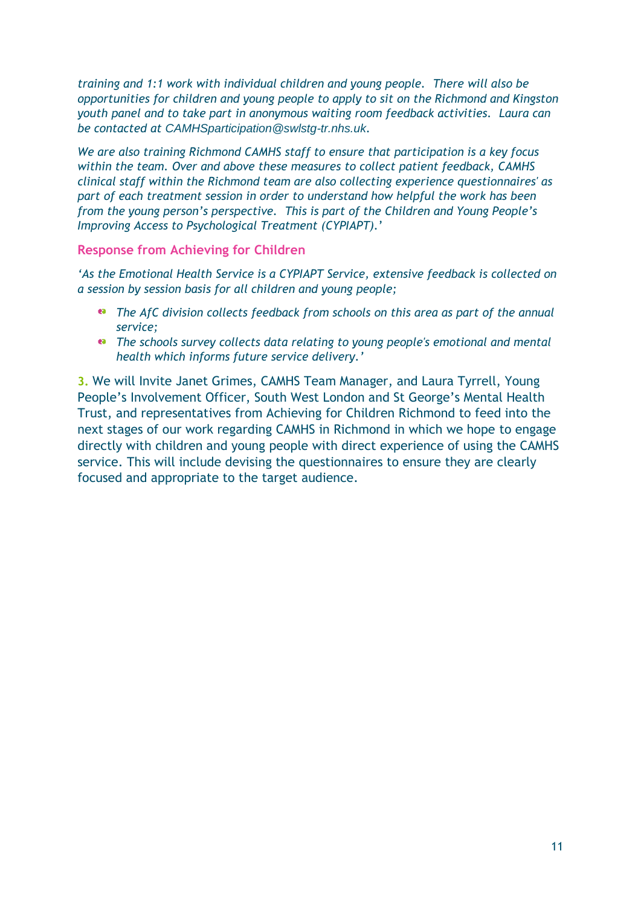*training and 1:1 work with individual children and young people. There will also be opportunities for children and young people to apply to sit on the Richmond and Kingston youth panel and to take part in anonymous waiting room feedback activities. Laura can be contacted at CAMHSparticipation@swlstg-tr.nhs.uk.*

*We are also training Richmond CAMHS staff to ensure that participation is a key focus within the team. Over and above these measures to collect patient feedback, CAMHS clinical staff within the Richmond team are also collecting experience questionnaires' as part of each treatment session in order to understand how helpful the work has been from the young person's perspective. This is part of the Children and Young People's Improving Access to Psychological Treatment (CYPIAPT).'*

### Response from Achieving for Children

*'As the Emotional Health Service is a CYPIAPT Service, extensive feedback is collected on a session by session basis for all children and young people;*

- *The AfC division collects feedback from schools on this area as part of the annual service;*
- *The schools survey collects data relating to young people's emotional and mental health which informs future service delivery.'*

**3.** We will Invite Janet Grimes, CAMHS Team Manager, and Laura Tyrrell, Young People's Involvement Officer, South West London and St George's Mental Health Trust, and representatives from Achieving for Children Richmond to feed into the next stages of our work regarding CAMHS in Richmond in which we hope to engage directly with children and young people with direct experience of using the CAMHS service. This will include devising the questionnaires to ensure they are clearly focused and appropriate to the target audience.